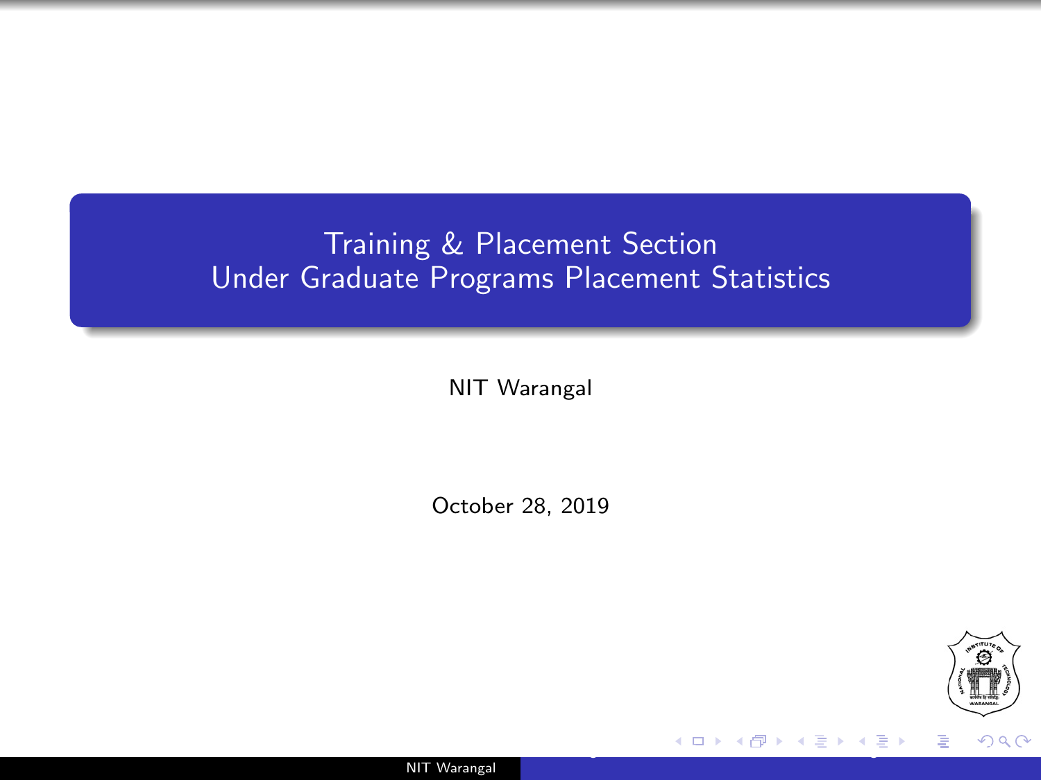# Training & Placement Section
## Under Graduate Programs Placement Statistics

NIT Warangal

October 28, 2019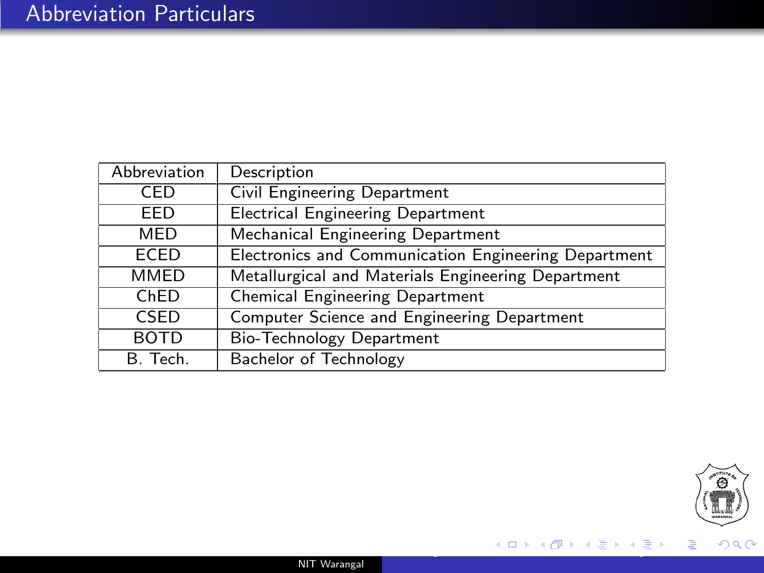# Abbreviation Particulars

| Abbreviation | Description |
|---|---|
| CED | Civil Engineering Department |
| EED | Electrical Engineering Department |
| MED | Mechanical Engineering Department |
| ECED | Electronics and Communication Engineering Department |
| MMED | Metallurgical and Materials Engineering Department |
| ChED | Chemical Engineering Department |
| CSED | Computer Science and Engineering Department |
| BOTD | Bio-Technology Department |
| B. Tech. | Bachelor of Technology |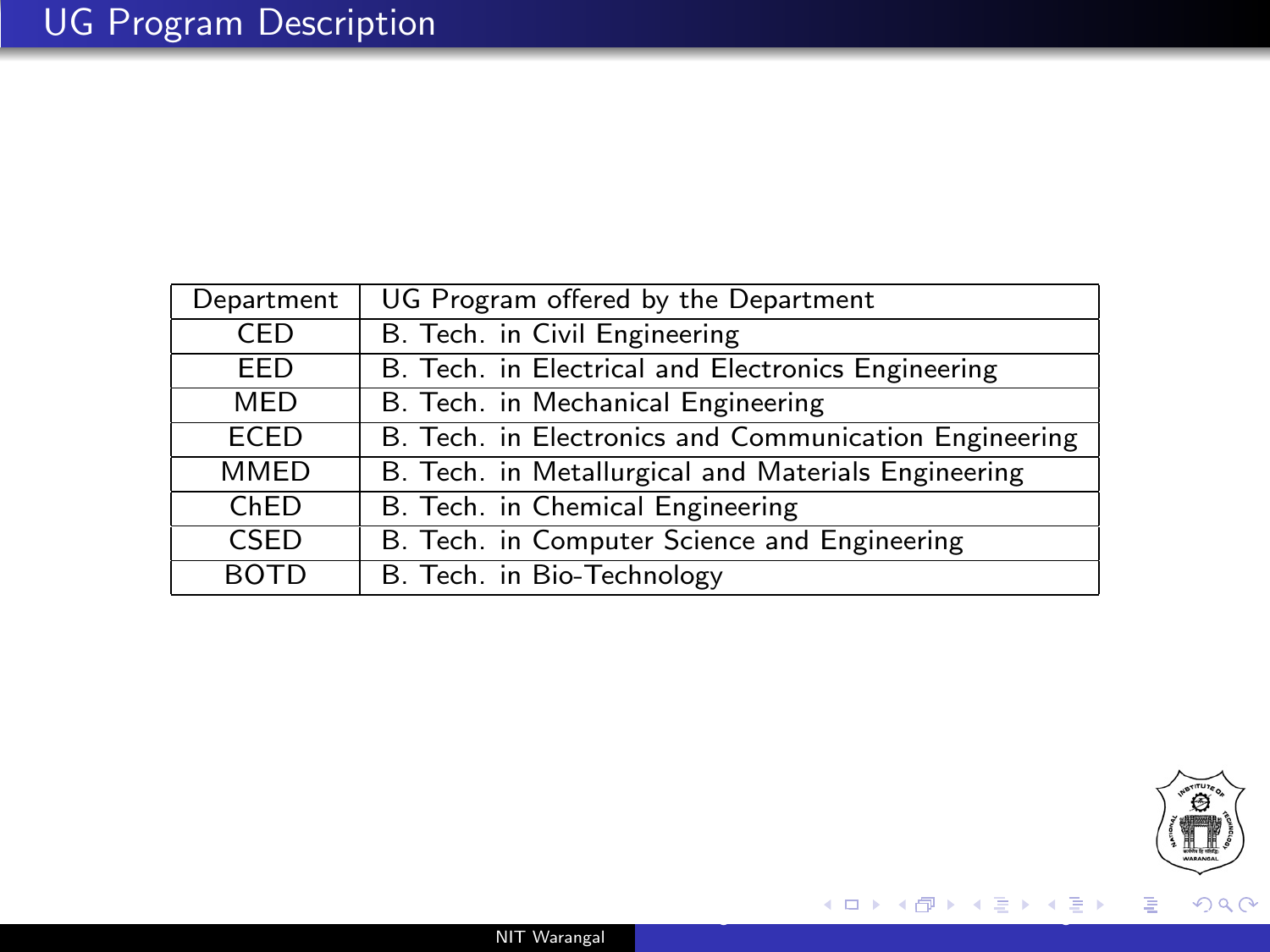# UG Program Description

| Department | UG Program offered by the Department |
|---|---|
| CED | B. Tech. in Civil Engineering |
| EED | B. Tech. in Electrical and Electronics Engineering |
| MED | B. Tech. in Mechanical Engineering |
| ECED | B. Tech. in Electronics and Communication Engineering |
| MMED | B. Tech. in Metallurgical and Materials Engineering |
| ChED | B. Tech. in Chemical Engineering |
| CSED | B. Tech. in Computer Science and Engineering |
| BOTD | B. Tech. in Bio-Technology |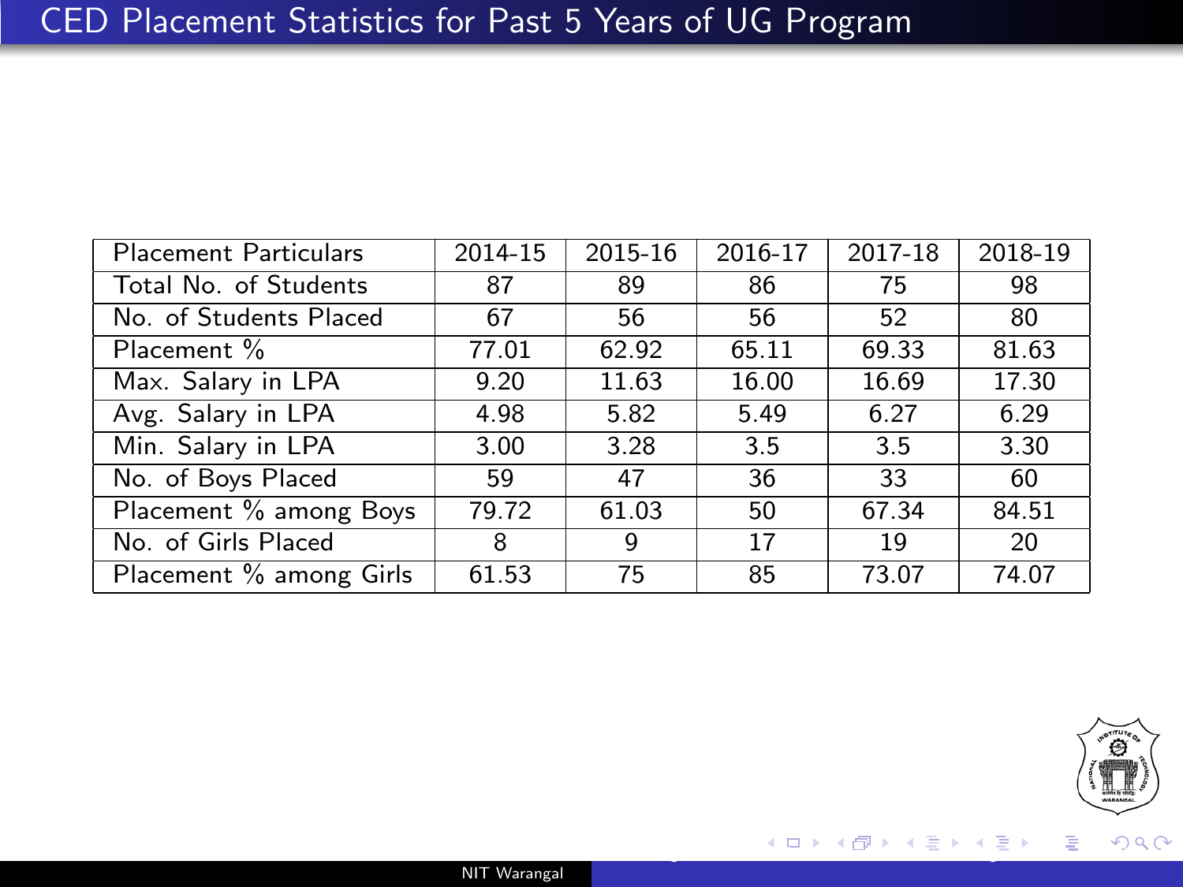# CED Placement Statistics for Past 5 Years of UG Program

| Placement Particulars | 2014-15 | 2015-16 | 2016-17 | 2017-18 | 2018-19 |
|---|---|---|---|---|---|
| Total No. of Students | 87 | 89 | 86 | 75 | 98 |
| No. of Students Placed | 67 | 56 | 56 | 52 | 80 |
| Placement % | 77.01 | 62.92 | 65.11 | 69.33 | 81.63 |
| Max. Salary in LPA | 9.20 | 11.63 | 16.00 | 16.69 | 17.30 |
| Avg. Salary in LPA | 4.98 | 5.82 | 5.49 | 6.27 | 6.29 |
| Min. Salary in LPA | 3.00 | 3.28 | 3.5 | 3.5 | 3.30 |
| No. of Boys Placed | 59 | 47 | 36 | 33 | 60 |
| Placement % among Boys | 79.72 | 61.03 | 50 | 67.34 | 84.51 |
| No. of Girls Placed | 8 | 9 | 17 | 19 | 20 |
| Placement % among Girls | 61.53 | 75 | 85 | 73.07 | 74.07 |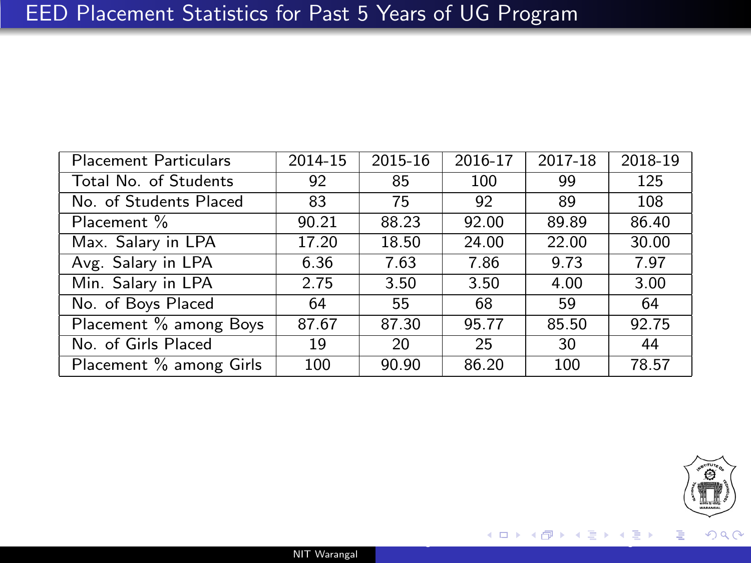# EED Placement Statistics for Past 5 Years of UG Program

| Placement Particulars | 2014-15 | 2015-16 | 2016-17 | 2017-18 | 2018-19 |
|---|---|---|---|---|---|
| Total No. of Students | 92 | 85 | 100 | 99 | 125 |
| No. of Students Placed | 83 | 75 | 92 | 89 | 108 |
| Placement % | 90.21 | 88.23 | 92.00 | 89.89 | 86.40 |
| Max. Salary in LPA | 17.20 | 18.50 | 24.00 | 22.00 | 30.00 |
| Avg. Salary in LPA | 6.36 | 7.63 | 7.86 | 9.73 | 7.97 |
| Min. Salary in LPA | 2.75 | 3.50 | 3.50 | 4.00 | 3.00 |
| No. of Boys Placed | 64 | 55 | 68 | 59 | 64 |
| Placement % among Boys | 87.67 | 87.30 | 95.77 | 85.50 | 92.75 |
| No. of Girls Placed | 19 | 20 | 25 | 30 | 44 |
| Placement % among Girls | 100 | 90.90 | 86.20 | 100 | 78.57 |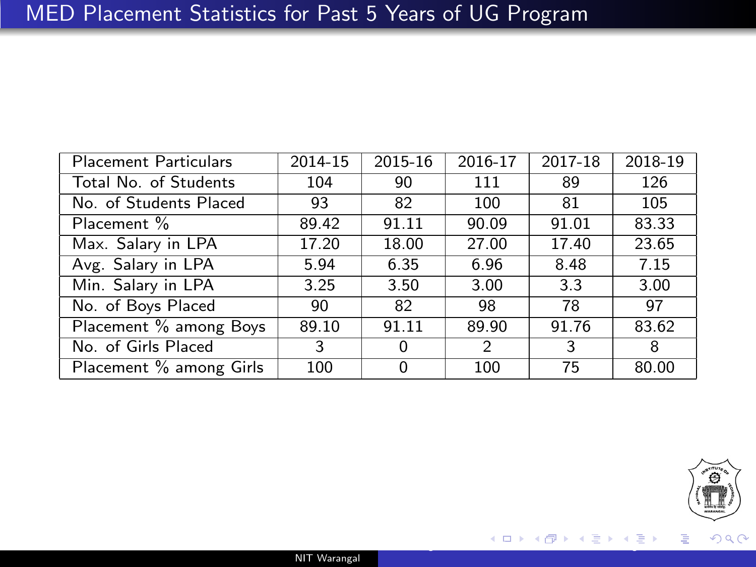# MED Placement Statistics for Past 5 Years of UG Program

| Placement Particulars | 2014-15 | 2015-16 | 2016-17 | 2017-18 | 2018-19 |
| --- | --- | --- | --- | --- | --- |
| Total No. of Students | 104 | 90 | 111 | 89 | 126 |
| No. of Students Placed | 93 | 82 | 100 | 81 | 105 |
| Placement % | 89.42 | 91.11 | 90.09 | 91.01 | 83.33 |
| Max. Salary in LPA | 17.20 | 18.00 | 27.00 | 17.40 | 23.65 |
| Avg. Salary in LPA | 5.94 | 6.35 | 6.96 | 8.48 | 7.15 |
| Min. Salary in LPA | 3.25 | 3.50 | 3.00 | 3.3 | 3.00 |
| No. of Boys Placed | 90 | 82 | 98 | 78 | 97 |
| Placement % among Boys | 89.10 | 91.11 | 89.90 | 91.76 | 83.62 |
| No. of Girls Placed | 3 | 0 | 2 | 3 | 8 |
| Placement % among Girls | 100 | 0 | 100 | 75 | 80.00 |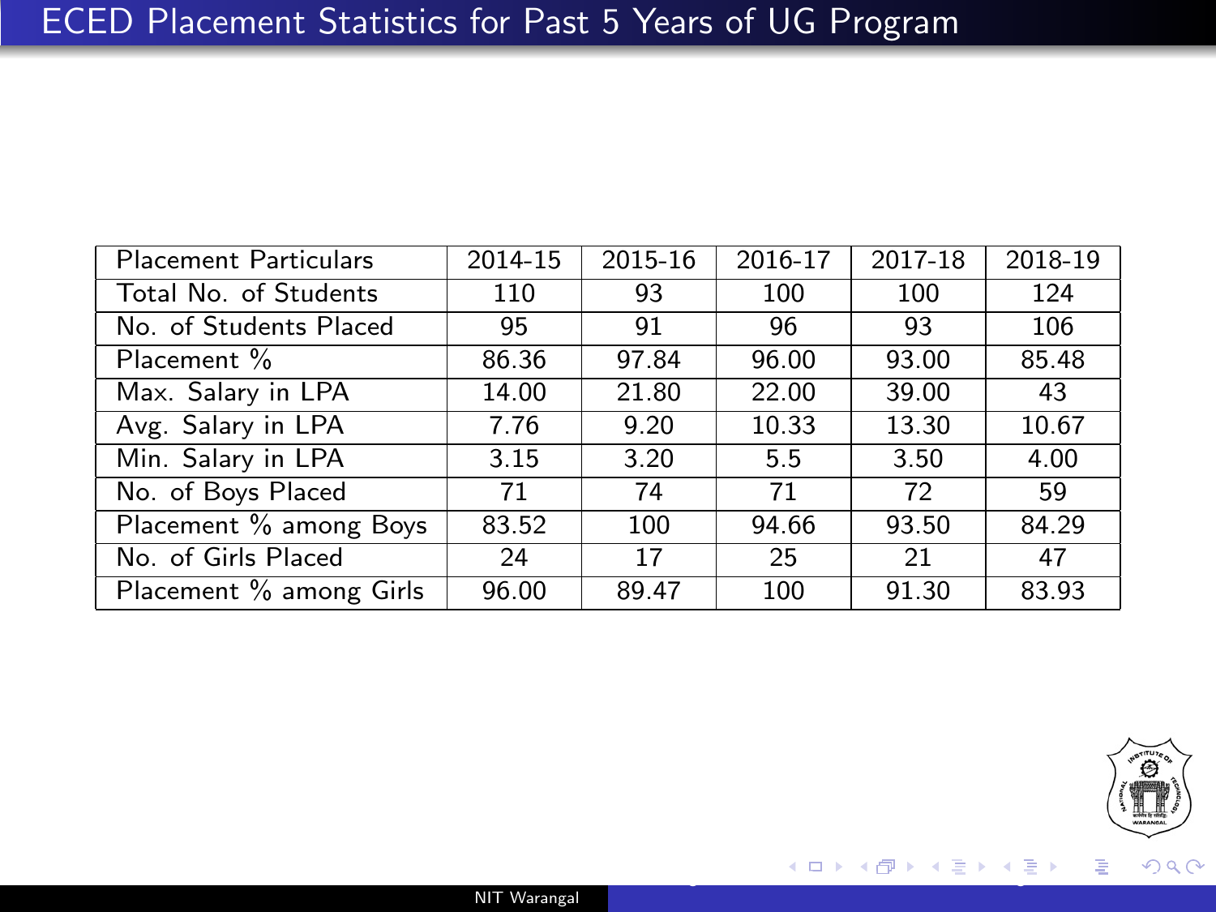# ECED Placement Statistics for Past 5 Years of UG Program

| Placement Particulars | 2014-15 | 2015-16 | 2016-17 | 2017-18 | 2018-19 |
|---|---|---|---|---|---|
| Total No. of Students | 110 | 93 | 100 | 100 | 124 |
| No. of Students Placed | 95 | 91 | 96 | 93 | 106 |
| Placement % | 86.36 | 97.84 | 96.00 | 93.00 | 85.48 |
| Max. Salary in LPA | 14.00 | 21.80 | 22.00 | 39.00 | 43 |
| Avg. Salary in LPA | 7.76 | 9.20 | 10.33 | 13.30 | 10.67 |
| Min. Salary in LPA | 3.15 | 3.20 | 5.5 | 3.50 | 4.00 |
| No. of Boys Placed | 71 | 74 | 71 | 72 | 59 |
| Placement % among Boys | 83.52 | 100 | 94.66 | 93.50 | 84.29 |
| No. of Girls Placed | 24 | 17 | 25 | 21 | 47 |
| Placement % among Girls | 96.00 | 89.47 | 100 | 91.30 | 83.93 |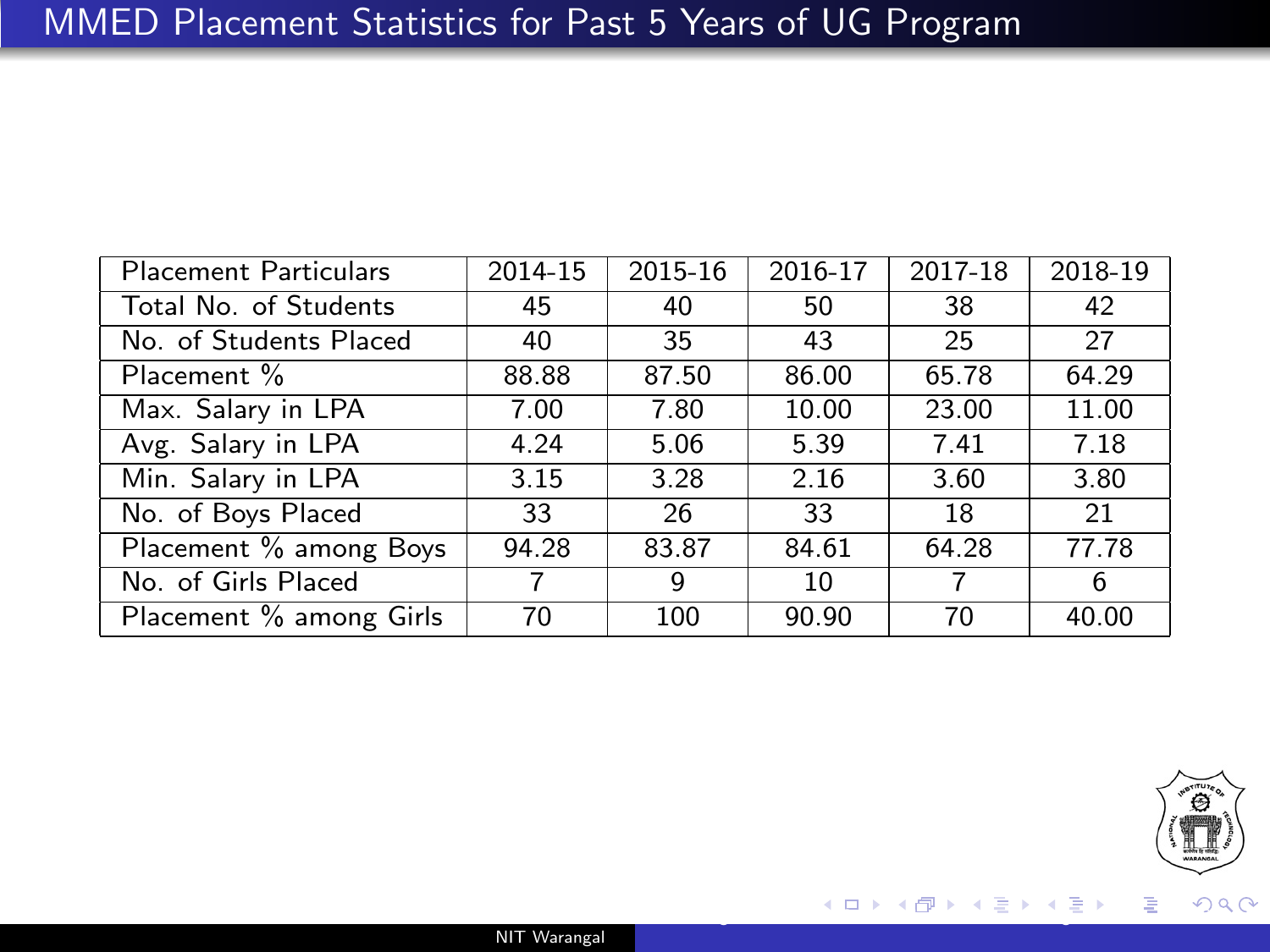# MMED Placement Statistics for Past 5 Years of UG Program

| Placement Particulars | 2014-15 | 2015-16 | 2016-17 | 2017-18 | 2018-19 |
|---|---|---|---|---|---|
| Total No. of Students | 45 | 40 | 50 | 38 | 42 |
| No. of Students Placed | 40 | 35 | 43 | 25 | 27 |
| Placement % | 88.88 | 87.50 | 86.00 | 65.78 | 64.29 |
| Max. Salary in LPA | 7.00 | 7.80 | 10.00 | 23.00 | 11.00 |
| Avg. Salary in LPA | 4.24 | 5.06 | 5.39 | 7.41 | 7.18 |
| Min. Salary in LPA | 3.15 | 3.28 | 2.16 | 3.60 | 3.80 |
| No. of Boys Placed | 33 | 26 | 33 | 18 | 21 |
| Placement % among Boys | 94.28 | 83.87 | 84.61 | 64.28 | 77.78 |
| No. of Girls Placed | 7 | 9 | 10 | 7 | 6 |
| Placement % among Girls | 70 | 100 | 90.90 | 70 | 40.00 |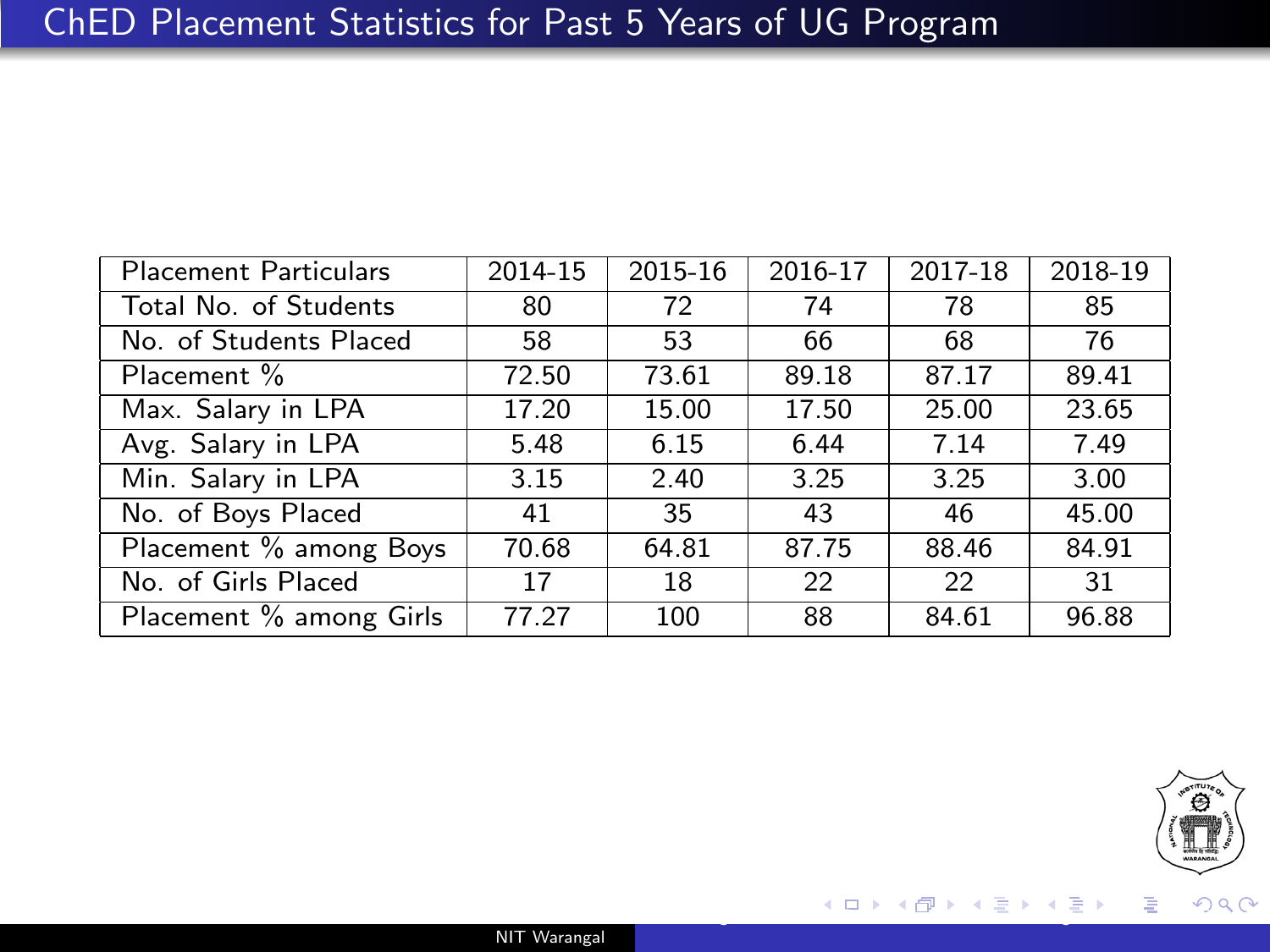# ChED Placement Statistics for Past 5 Years of UG Program

| Placement Particulars | 2014-15 | 2015-16 | 2016-17 | 2017-18 | 2018-19 |
|---|---|---|---|---|---|
| Total No. of Students | 80 | 72 | 74 | 78 | 85 |
| No. of Students Placed | 58 | 53 | 66 | 68 | 76 |
| Placement % | 72.50 | 73.61 | 89.18 | 87.17 | 89.41 |
| Max. Salary in LPA | 17.20 | 15.00 | 17.50 | 25.00 | 23.65 |
| Avg. Salary in LPA | 5.48 | 6.15 | 6.44 | 7.14 | 7.49 |
| Min. Salary in LPA | 3.15 | 2.40 | 3.25 | 3.25 | 3.00 |
| No. of Boys Placed | 41 | 35 | 43 | 46 | 45.00 |
| Placement % among Boys | 70.68 | 64.81 | 87.75 | 88.46 | 84.91 |
| No. of Girls Placed | 17 | 18 | 22 | 22 | 31 |
| Placement % among Girls | 77.27 | 100 | 88 | 84.61 | 96.88 |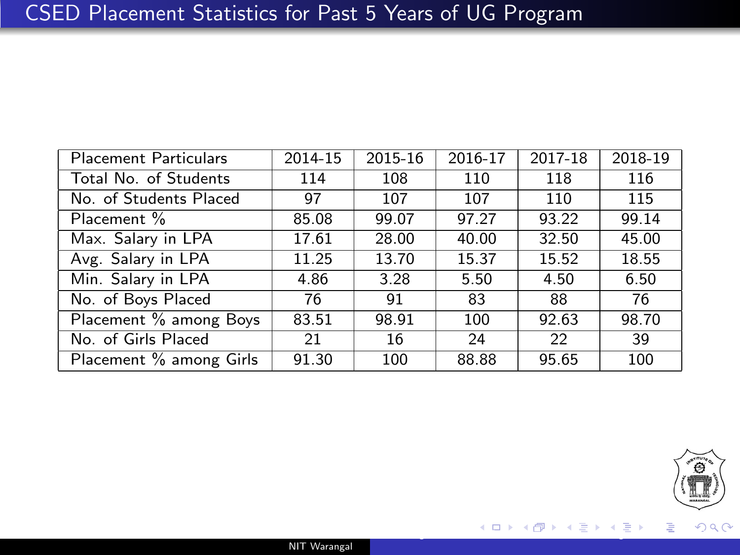# CSED Placement Statistics for Past 5 Years of UG Program

| Placement Particulars | 2014-15 | 2015-16 | 2016-17 | 2017-18 | 2018-19 |
|---|---|---|---|---|---|
| Total No. of Students | 114 | 108 | 110 | 118 | 116 |
| No. of Students Placed | 97 | 107 | 107 | 110 | 115 |
| Placement % | 85.08 | 99.07 | 97.27 | 93.22 | 99.14 |
| Max. Salary in LPA | 17.61 | 28.00 | 40.00 | 32.50 | 45.00 |
| Avg. Salary in LPA | 11.25 | 13.70 | 15.37 | 15.52 | 18.55 |
| Min. Salary in LPA | 4.86 | 3.28 | 5.50 | 4.50 | 6.50 |
| No. of Boys Placed | 76 | 91 | 83 | 88 | 76 |
| Placement % among Boys | 83.51 | 98.91 | 100 | 92.63 | 98.70 |
| No. of Girls Placed | 21 | 16 | 24 | 22 | 39 |
| Placement % among Girls | 91.30 | 100 | 88.88 | 95.65 | 100 |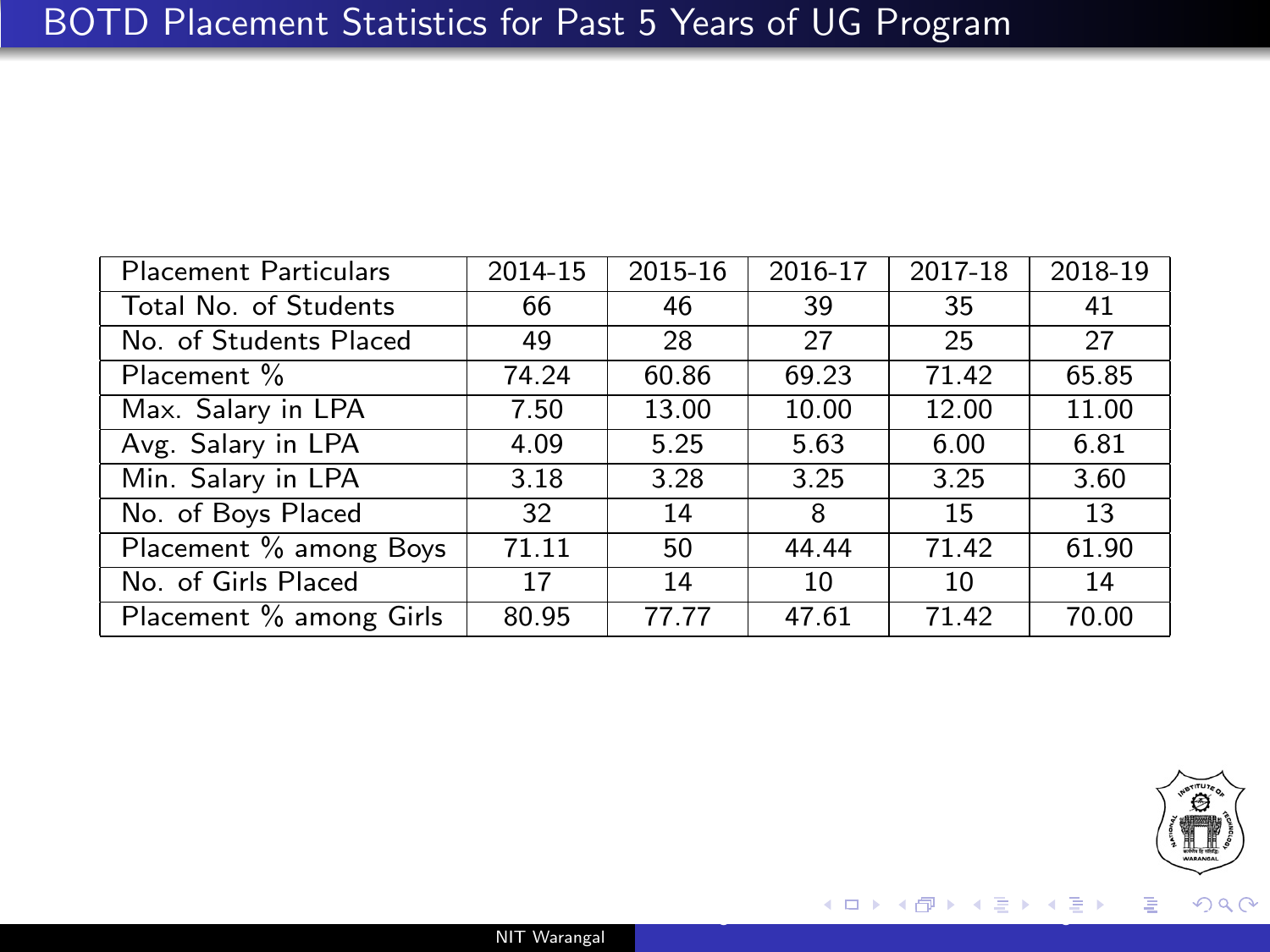# BOTD Placement Statistics for Past 5 Years of UG Program

| Placement Particulars | 2014-15 | 2015-16 | 2016-17 | 2017-18 | 2018-19 |
|---|---|---|---|---|---|
| Total No. of Students | 66 | 46 | 39 | 35 | 41 |
| No. of Students Placed | 49 | 28 | 27 | 25 | 27 |
| Placement % | 74.24 | 60.86 | 69.23 | 71.42 | 65.85 |
| Max. Salary in LPA | 7.50 | 13.00 | 10.00 | 12.00 | 11.00 |
| Avg. Salary in LPA | 4.09 | 5.25 | 5.63 | 6.00 | 6.81 |
| Min. Salary in LPA | 3.18 | 3.28 | 3.25 | 3.25 | 3.60 |
| No. of Boys Placed | 32 | 14 | 8 | 15 | 13 |
| Placement % among Boys | 71.11 | 50 | 44.44 | 71.42 | 61.90 |
| No. of Girls Placed | 17 | 14 | 10 | 10 | 14 |
| Placement % among Girls | 80.95 | 77.77 | 47.61 | 71.42 | 70.00 |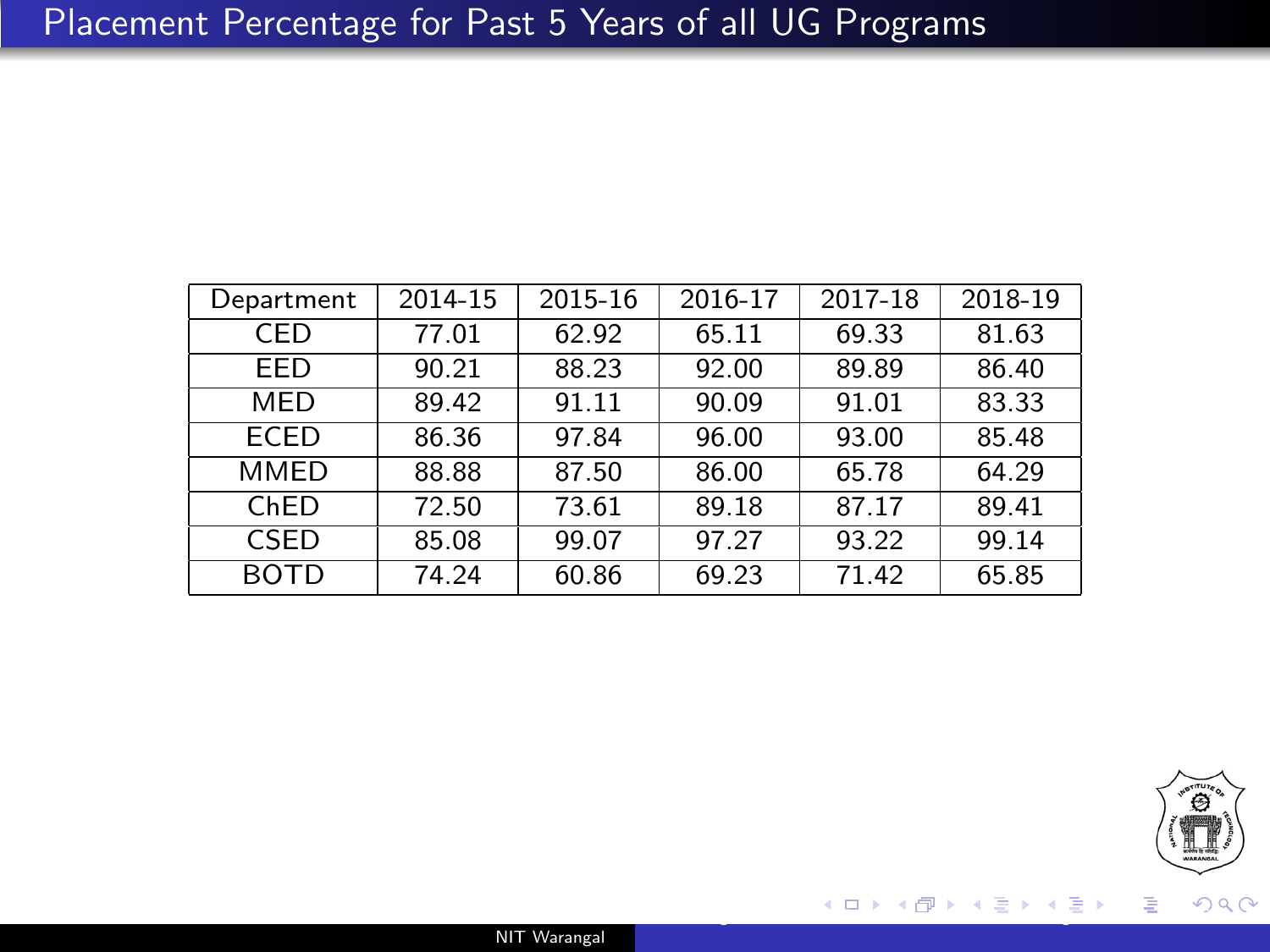# Placement Percentage for Past 5 Years of all UG Programs

| Department | 2014-15 | 2015-16 | 2016-17 | 2017-18 | 2018-19 |
|---|---|---|---|---|---|
| CED | 77.01 | 62.92 | 65.11 | 69.33 | 81.63 |
| EED | 90.21 | 88.23 | 92.00 | 89.89 | 86.40 |
| MED | 89.42 | 91.11 | 90.09 | 91.01 | 83.33 |
| ECED | 86.36 | 97.84 | 96.00 | 93.00 | 85.48 |
| MMED | 88.88 | 87.50 | 86.00 | 65.78 | 64.29 |
| ChED | 72.50 | 73.61 | 89.18 | 87.17 | 89.41 |
| CSED | 85.08 | 99.07 | 97.27 | 93.22 | 99.14 |
| BOTD | 74.24 | 60.86 | 69.23 | 71.42 | 65.85 |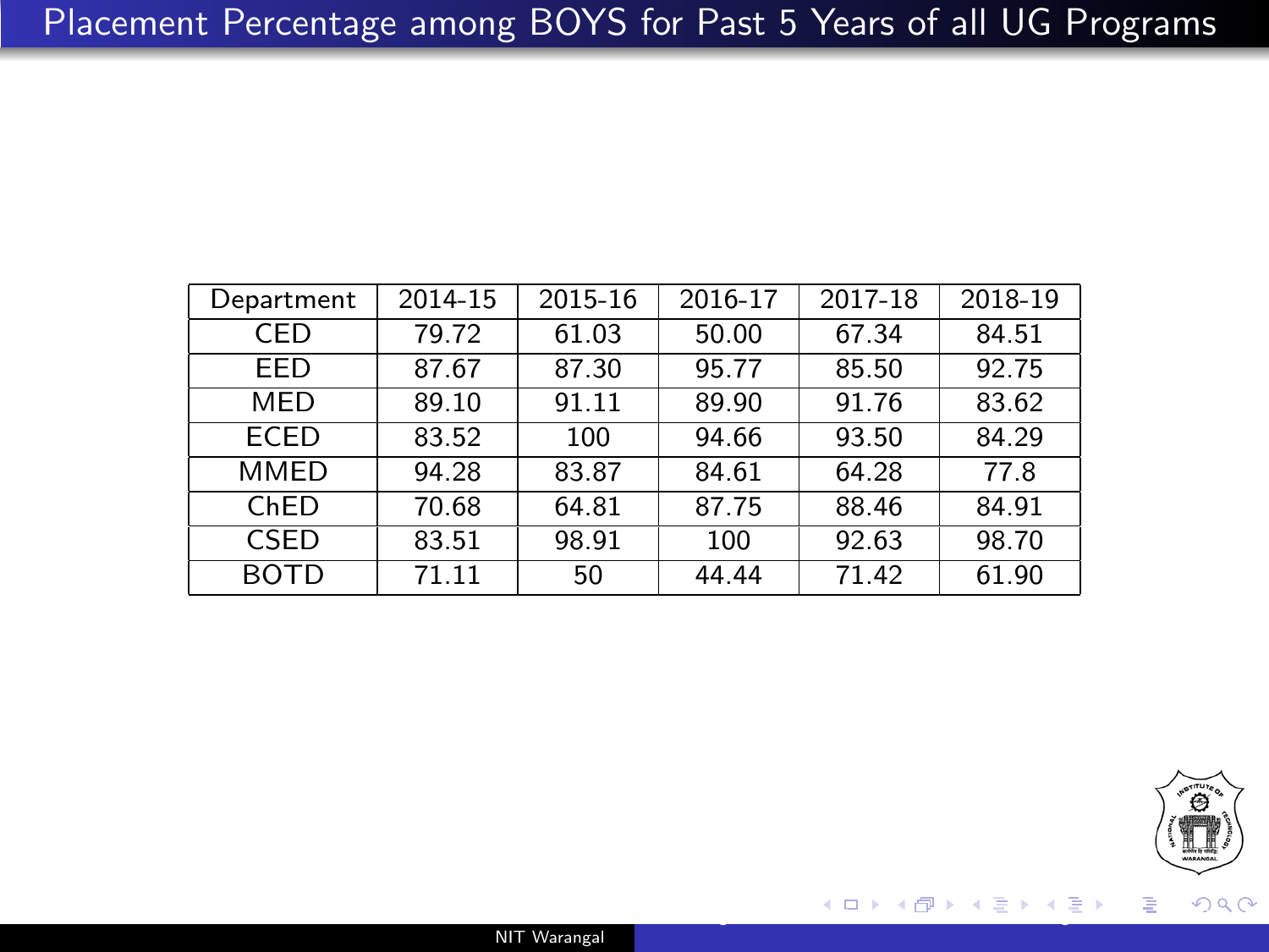# Placement Percentage among BOYS for Past 5 Years of all UG Programs

| Department | 2014-15 | 2015-16 | 2016-17 | 2017-18 | 2018-19 |
|---|---|---|---|---|---|
| CED | 79.72 | 61.03 | 50.00 | 67.34 | 84.51 |
| EED | 87.67 | 87.30 | 95.77 | 85.50 | 92.75 |
| MED | 89.10 | 91.11 | 89.90 | 91.76 | 83.62 |
| ECED | 83.52 | 100 | 94.66 | 93.50 | 84.29 |
| MMED | 94.28 | 83.87 | 84.61 | 64.28 | 77.8 |
| ChED | 70.68 | 64.81 | 87.75 | 88.46 | 84.91 |
| CSED | 83.51 | 98.91 | 100 | 92.63 | 98.70 |
| BOTD | 71.11 | 50 | 44.44 | 71.42 | 61.90 |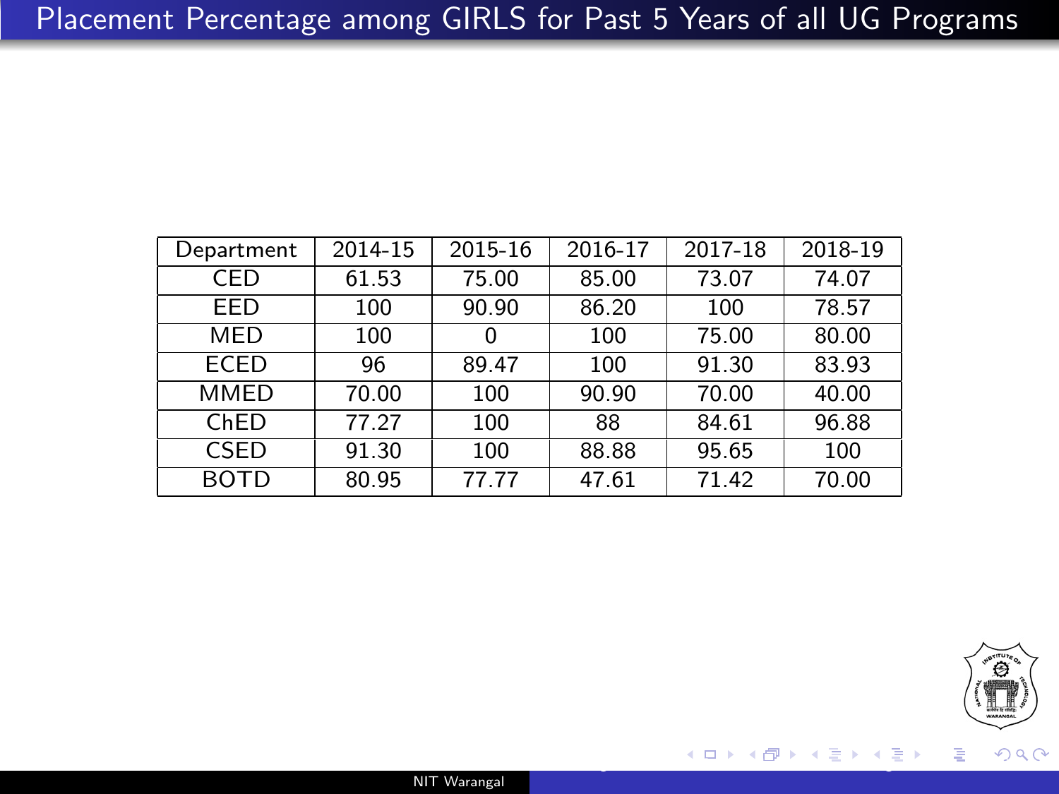# Placement Percentage among GIRLS for Past 5 Years of all UG Programs

| Department | 2014-15 | 2015-16 | 2016-17 | 2017-18 | 2018-19 |
|---|---|---|---|---|---|
| CED | 61.53 | 75.00 | 85.00 | 73.07 | 74.07 |
| EED | 100 | 90.90 | 86.20 | 100 | 78.57 |
| MED | 100 | 0 | 100 | 75.00 | 80.00 |
| ECED | 96 | 89.47 | 100 | 91.30 | 83.93 |
| MMED | 70.00 | 100 | 90.90 | 70.00 | 40.00 |
| ChED | 77.27 | 100 | 88 | 84.61 | 96.88 |
| CSED | 91.30 | 100 | 88.88 | 95.65 | 100 |
| BOTD | 80.95 | 77.77 | 47.61 | 71.42 | 70.00 |